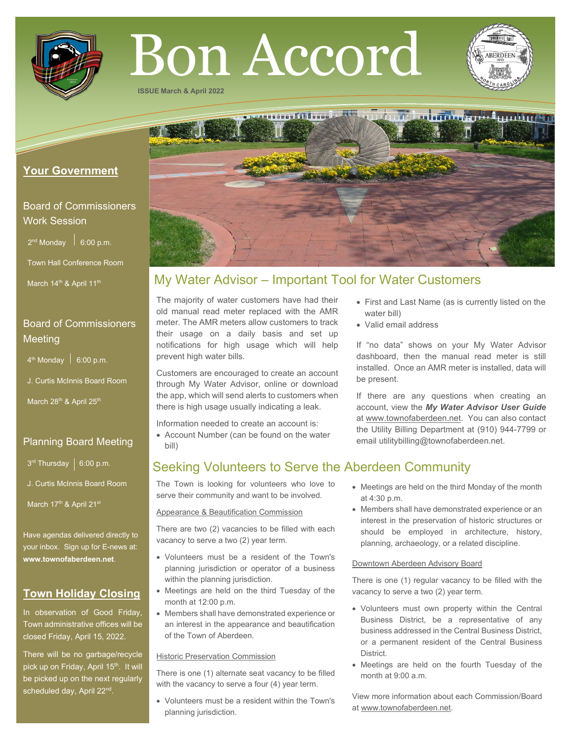# Bon Accord

**ISSUE March & April 2022**

## Your Government

### Board of Commissioners Work Session

2nd Monday | 6:00 p.m.

Town Hall Conference Room

March 14th & April 11th

### Board of Commissioners Meeting

4th Monday | 6:00 p.m.

J. Curtis McInnis Board Room

March 28th & April 25th

### Planning Board Meeting

3rd Thursday | 6:00 p.m.

J. Curtis McInnis Board Room

March 17th & April 21st

Have agendas delivered directly to your inbox. Sign up for E-news at: **www.townofaberdeen.net**.

## Town Holiday Closing

In observation of Good Friday, Town administrative offices will be closed Friday, April 15, 2022.

There will be no garbage/recycle pick up on Friday, April 15th. It will be picked up on the next regularly scheduled day, April 22nd.

## My Water Advisor – Important Tool for Water Customers

The majority of water customers have had their old manual read meter replaced with the AMR meter. The AMR meters allow customers to track their usage on a daily basis and set up notifications for high usage which will help prevent high water bills.

Customers are encouraged to create an account through My Water Advisor, online or download the app, which will send alerts to customers when there is high usage usually indicating a leak.

Information needed to create an account is:

- Account Number (can be found on the water bill)
- First and Last Name (as is currently listed on the water bill)
- Valid email address

If "no data" shows on your My Water Advisor dashboard, then the manual read meter is still installed. Once an AMR meter is installed, data will be present.

If there are any questions when creating an account, view the ***My Water Advisor User Guide*** at www.townofaberdeen.net. You can also contact the Utility Billing Department at (910) 944-7799 or email utilitybilling@townofaberdeen.net.

## Seeking Volunteers to Serve the Aberdeen Community

The Town is looking for volunteers who love to serve their community and want to be involved.

### Appearance & Beautification Commission

There are two (2) vacancies to be filled with each vacancy to serve a two (2) year term.

- Volunteers must be a resident of the Town's planning jurisdiction or operator of a business within the planning jurisdiction.
- Meetings are held on the third Tuesday of the month at 12:00 p.m.
- Members shall have demonstrated experience or an interest in the appearance and beautification of the Town of Aberdeen.

### Historic Preservation Commission

There is one (1) alternate seat vacancy to be filled with the vacancy to serve a four (4) year term.

- Volunteers must be a resident within the Town's planning jurisdiction.
- Meetings are held on the third Monday of the month at 4:30 p.m.
- Members shall have demonstrated experience or an interest in the preservation of historic structures or should be employed in architecture, history, planning, archaeology, or a related discipline.

### Downtown Aberdeen Advisory Board

There is one (1) regular vacancy to be filled with the vacancy to serve a two (2) year term.

- Volunteers must own property within the Central Business District, be a representative of any business addressed in the Central Business District, or a permanent resident of the Central Business District.
- Meetings are held on the fourth Tuesday of the month at 9:00 a.m.

View more information about each Commission/Board at www.townofaberdeen.net.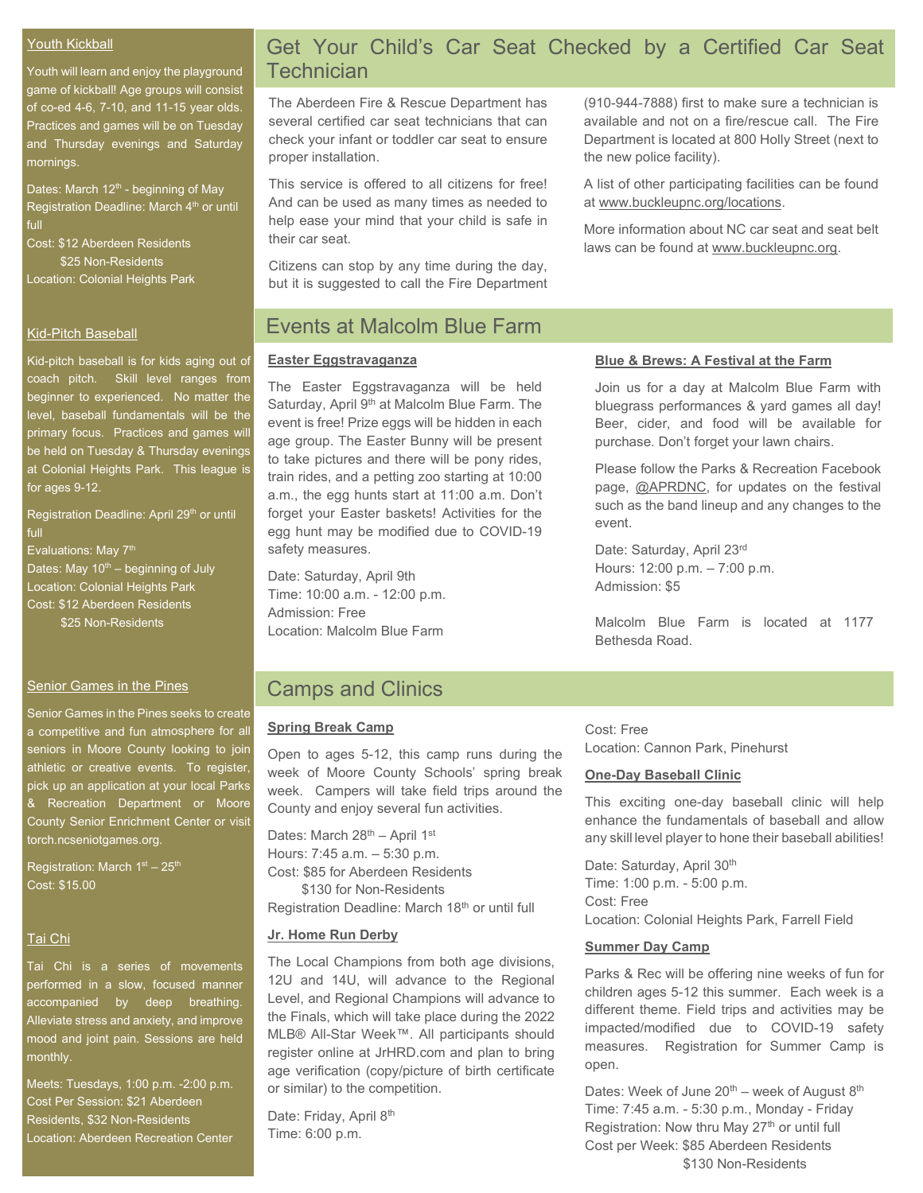### Youth Kickball

Youth will learn and enjoy the playground game of kickball! Age groups will consist of co-ed 4-6, 7-10, and 11-15 year olds. Practices and games will be on Tuesday and Thursday evenings and Saturday mornings.

Dates: March 12th - beginning of May
Registration Deadline: March 4th or until full
Cost: $12 Aberdeen Residents
$25 Non-Residents
Location: Colonial Heights Park

### Kid-Pitch Baseball

Kid-pitch baseball is for kids aging out of coach pitch. Skill level ranges from beginner to experienced. No matter the level, baseball fundamentals will be the primary focus. Practices and games will be held on Tuesday & Thursday evenings at Colonial Heights Park. This league is for ages 9-12.

Registration Deadline: April 29th or until full
Evaluations: May 7th
Dates: May 10th – beginning of July
Location: Colonial Heights Park
Cost: $12 Aberdeen Residents
$25 Non-Residents

### Senior Games in the Pines

Senior Games in the Pines seeks to create a competitive and fun atmosphere for all seniors in Moore County looking to join athletic or creative events. To register, pick up an application at your local Parks & Recreation Department or Moore County Senior Enrichment Center or visit torch.ncseniotgames.org.

Registration: March 1st – 25th
Cost: $15.00

### Tai Chi

Tai Chi is a series of movements performed in a slow, focused manner accompanied by deep breathing. Alleviate stress and anxiety, and improve mood and joint pain. Sessions are held monthly.

Meets: Tuesdays, 1:00 p.m. -2:00 p.m.
Cost Per Session: $21 Aberdeen Residents, $32 Non-Residents
Location: Aberdeen Recreation Center

## Get Your Child's Car Seat Checked by a Certified Car Seat Technician

The Aberdeen Fire & Rescue Department has several certified car seat technicians that can check your infant or toddler car seat to ensure proper installation.

This service is offered to all citizens for free! And can be used as many times as needed to help ease your mind that your child is safe in their car seat.

Citizens can stop by any time during the day, but it is suggested to call the Fire Department (910-944-7888) first to make sure a technician is available and not on a fire/rescue call. The Fire Department is located at 800 Holly Street (next to the new police facility).

A list of other participating facilities can be found at www.buckleupnc.org/locations.

More information about NC car seat and seat belt laws can be found at www.buckleupnc.org.

## Events at Malcolm Blue Farm

### Easter Eggstravaganza

The Easter Eggstravaganza will be held Saturday, April 9th at Malcolm Blue Farm. The event is free! Prize eggs will be hidden in each age group. The Easter Bunny will be present to take pictures and there will be pony rides, train rides, and a petting zoo starting at 10:00 a.m., the egg hunts start at 11:00 a.m. Don't forget your Easter baskets! Activities for the egg hunt may be modified due to COVID-19 safety measures.

Date: Saturday, April 9th
Time: 10:00 a.m. - 12:00 p.m.
Admission: Free
Location: Malcolm Blue Farm

### Blue & Brews: A Festival at the Farm

Join us for a day at Malcolm Blue Farm with bluegrass performances & yard games all day! Beer, cider, and food will be available for purchase. Don't forget your lawn chairs.

Please follow the Parks & Recreation Facebook page, @APRDNC, for updates on the festival such as the band lineup and any changes to the event.

Date: Saturday, April 23rd
Hours: 12:00 p.m. – 7:00 p.m.
Admission: $5

Malcolm Blue Farm is located at 1177 Bethesda Road.

## Camps and Clinics

### Spring Break Camp

Open to ages 5-12, this camp runs during the week of Moore County Schools' spring break week. Campers will take field trips around the County and enjoy several fun activities.

Dates: March 28th – April 1st
Hours: 7:45 a.m. – 5:30 p.m.
Cost: $85 for Aberdeen Residents
$130 for Non-Residents
Registration Deadline: March 18th or until full

### Jr. Home Run Derby

The Local Champions from both age divisions, 12U and 14U, will advance to the Regional Level, and Regional Champions will advance to the Finals, which will take place during the 2022 MLB® All-Star Week™. All participants should register online at JrHRD.com and plan to bring age verification (copy/picture of birth certificate or similar) to the competition.

Date: Friday, April 8th
Time: 6:00 p.m.
Cost: Free
Location: Cannon Park, Pinehurst

### One-Day Baseball Clinic

This exciting one-day baseball clinic will help enhance the fundamentals of baseball and allow any skill level player to hone their baseball abilities!

Date: Saturday, April 30th
Time: 1:00 p.m. - 5:00 p.m.
Cost: Free
Location: Colonial Heights Park, Farrell Field

### Summer Day Camp

Parks & Rec will be offering nine weeks of fun for children ages 5-12 this summer. Each week is a different theme. Field trips and activities may be impacted/modified due to COVID-19 safety measures. Registration for Summer Camp is open.

Dates: Week of June 20th – week of August 8th
Time: 7:45 a.m. - 5:30 p.m., Monday - Friday
Registration: Now thru May 27th or until full
Cost per Week: $85 Aberdeen Residents
$130 Non-Residents